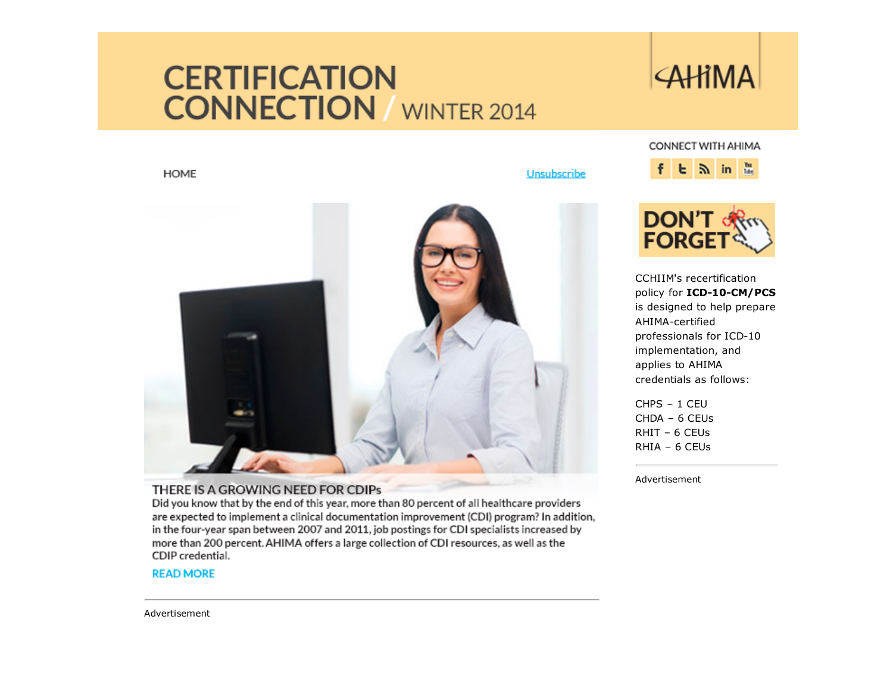# CERTIFICATION CONNECTION / WINTER 2014

AHIMA

CONNECT WITH AHIMA

HOME

Unsubscribe

## THERE IS A GROWING NEED FOR CDIPs

Did you know that by the end of this year, more than 80 percent of all healthcare providers are expected to implement a clinical documentation improvement (CDI) program? In addition, in the four-year span between 2007 and 2011, job postings for CDI specialists increased by more than 200 percent. AHIMA offers a large collection of CDI resources, as well as the CDIP credential.

READ MORE

Advertisement

## DON'T FORGET

CCHIIM's recertification policy for **ICD-10-CM/PCS** is designed to help prepare AHIMA-certified professionals for ICD-10 implementation, and applies to AHIMA credentials as follows:

CHPS – 1 CEU
CHDA – 6 CEUs
RHIT – 6 CEUs
RHIA – 6 CEUs

Advertisement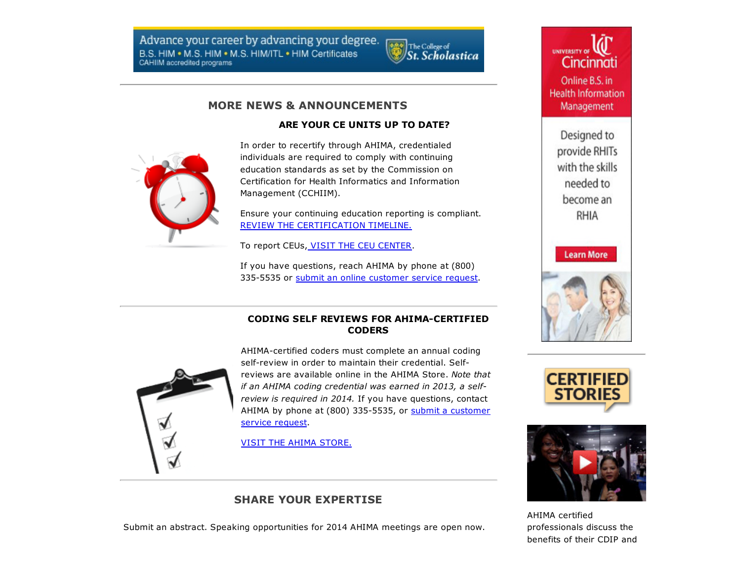Advance your career by advancing your degree.
B.S. HIM • M.S. HIM • M.S. HIM/ITL • HIM Certificates
CAHIIM accredited programs
The College of St. Scholastica

## MORE NEWS & ANNOUNCEMENTS

### ARE YOUR CE UNITS UP TO DATE?

In order to recertify through AHIMA, credentialed individuals are required to comply with continuing education standards as set by the Commission on Certification for Health Informatics and Information Management (CCHIIM).

Ensure your continuing education reporting is compliant. REVIEW THE CERTIFICATION TIMELINE.

To report CEUs, VISIT THE CEU CENTER.

If you have questions, reach AHIMA by phone at (800) 335-5535 or submit an online customer service request.

### CODING SELF REVIEWS FOR AHIMA-CERTIFIED CODERS

AHIMA-certified coders must complete an annual coding self-review in order to maintain their credential. Self-reviews are available online in the AHIMA Store. *Note that if an AHIMA coding credential was earned in 2013, a self-review is required in 2014.* If you have questions, contact AHIMA by phone at (800) 335-5535, or submit a customer service request.

VISIT THE AHIMA STORE.

## SHARE YOUR EXPERTISE

Submit an abstract. Speaking opportunities for 2014 AHIMA meetings are open now.

University of Cincinnati
Online B.S. in Health Information Management

Designed to provide RHITs with the skills needed to become an RHIA

Learn More

CERTIFIED STORIES

AHIMA certified professionals discuss the benefits of their CDIP and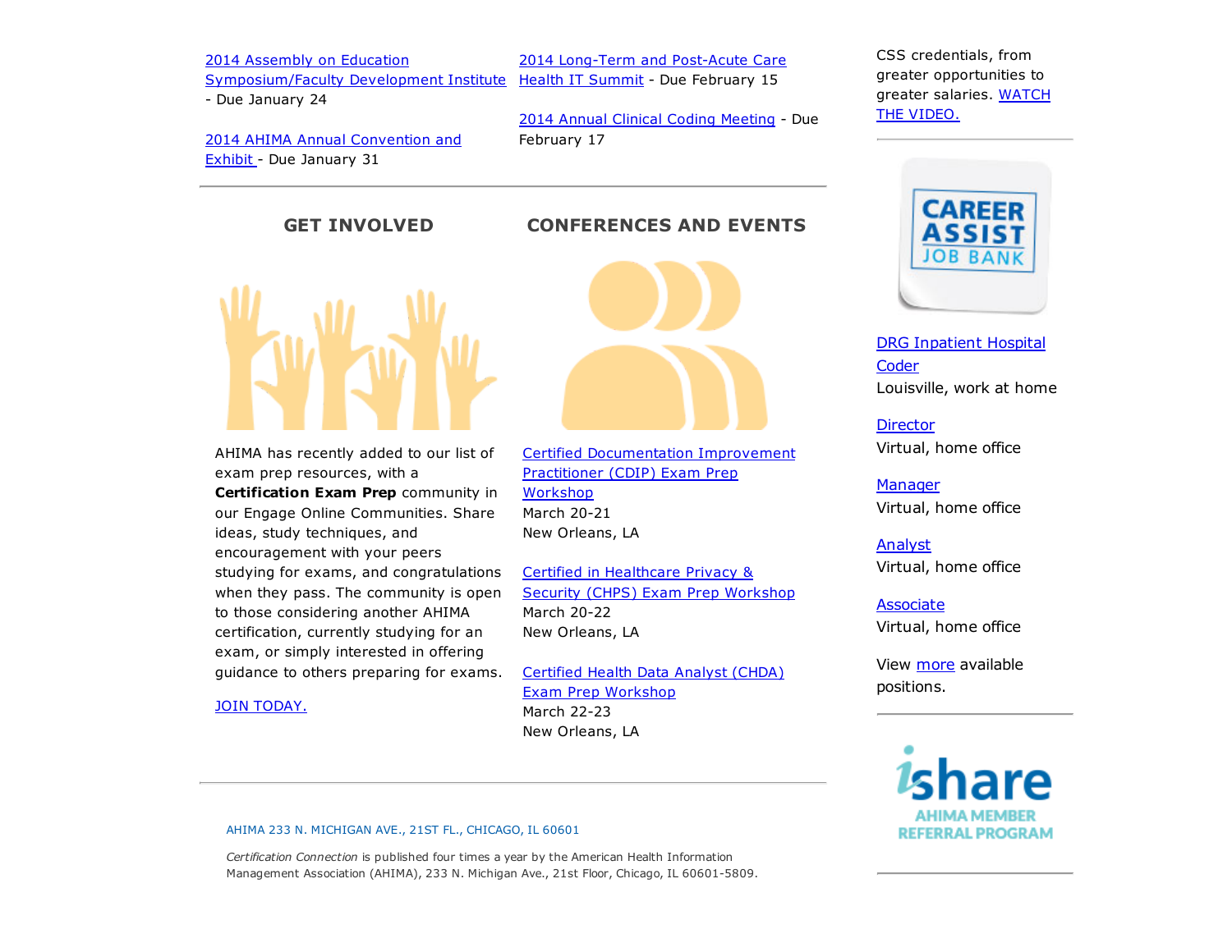2014 Assembly on Education Symposium/Faculty Development Institute - Due January 24

2014 AHIMA Annual Convention and Exhibit - Due January 31

2014 Long-Term and Post-Acute Care Health IT Summit - Due February 15

2014 Annual Clinical Coding Meeting - Due February 17

## GET INVOLVED

AHIMA has recently added to our list of exam prep resources, with a **Certification Exam Prep** community in our Engage Online Communities. Share ideas, study techniques, and encouragement with your peers studying for exams, and congratulations when they pass. The community is open to those considering another AHIMA certification, currently studying for an exam, or simply interested in offering guidance to others preparing for exams.

JOIN TODAY.

## CONFERENCES AND EVENTS

Certified Documentation Improvement Practitioner (CDIP) Exam Prep Workshop
March 20-21
New Orleans, LA

Certified in Healthcare Privacy & Security (CHPS) Exam Prep Workshop
March 20-22
New Orleans, LA

Certified Health Data Analyst (CHDA) Exam Prep Workshop
March 22-23
New Orleans, LA

CSS credentials, from greater opportunities to greater salaries. WATCH THE VIDEO.

CAREER ASSIST JOB BANK

DRG Inpatient Hospital Coder
Louisville, work at home

Director
Virtual, home office

Manager
Virtual, home office

Analyst
Virtual, home office

Associate
Virtual, home office

View more available positions.

ishare AHIMA MEMBER REFERRAL PROGRAM

AHIMA 233 N. MICHIGAN AVE., 21ST FL., CHICAGO, IL 60601

*Certification Connection* is published four times a year by the American Health Information Management Association (AHIMA), 233 N. Michigan Ave., 21st Floor, Chicago, IL 60601-5809.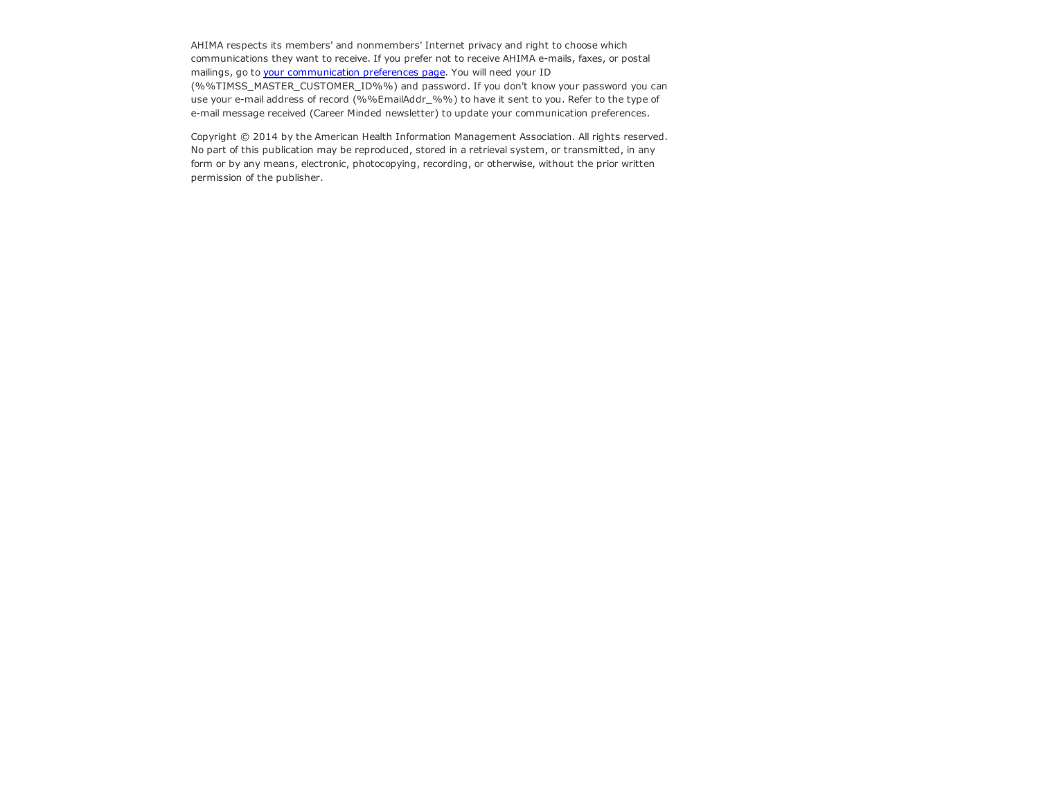AHIMA respects its members' and nonmembers' Internet privacy and right to choose which communications they want to receive. If you prefer not to receive AHIMA e-mails, faxes, or postal mailings, go to your communication preferences page. You will need your ID (%%TIMSS_MASTER_CUSTOMER_ID%%) and password. If you don't know your password you can use your e-mail address of record (%%EmailAddr_%%) to have it sent to you. Refer to the type of e-mail message received (Career Minded newsletter) to update your communication preferences.

Copyright © 2014 by the American Health Information Management Association. All rights reserved. No part of this publication may be reproduced, stored in a retrieval system, or transmitted, in any form or by any means, electronic, photocopying, recording, or otherwise, without the prior written permission of the publisher.